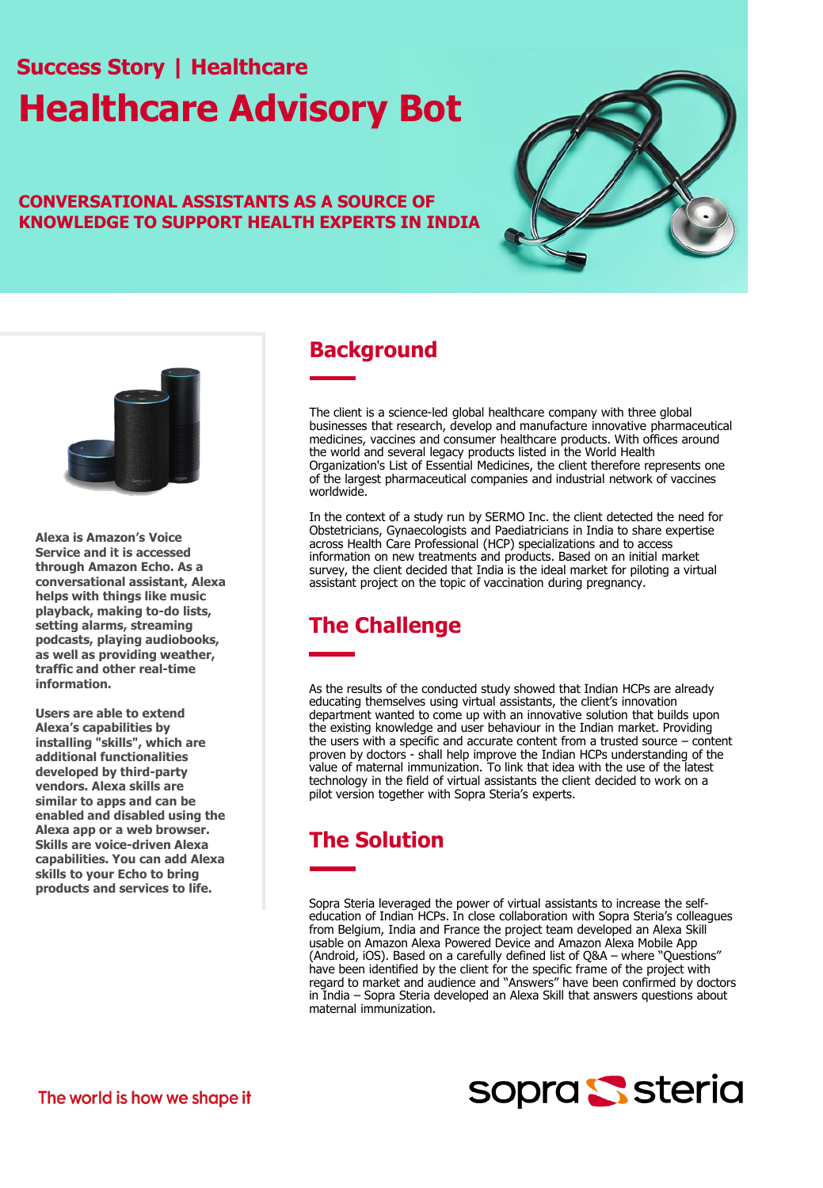**Success Story | Healthcare**

# Healthcare Advisory Bot

**CONVERSATIONAL ASSISTANTS AS A SOURCE OF KNOWLEDGE TO SUPPORT HEALTH EXPERTS IN INDIA**

**Alexa is Amazon's Voice Service and it is accessed through Amazon Echo. As a conversational assistant, Alexa helps with things like music playback, making to-do lists, setting alarms, streaming podcasts, playing audiobooks, as well as providing weather, traffic and other real-time information.**

**Users are able to extend Alexa's capabilities by installing "skills", which are additional functionalities developed by third-party vendors. Alexa skills are similar to apps and can be enabled and disabled using the Alexa app or a web browser. Skills are voice-driven Alexa capabilities. You can add Alexa skills to your Echo to bring products and services to life.**

## Background

The client is a science-led global healthcare company with three global businesses that research, develop and manufacture innovative pharmaceutical medicines, vaccines and consumer healthcare products. With offices around the world and several legacy products listed in the World Health Organization's List of Essential Medicines, the client therefore represents one of the largest pharmaceutical companies and industrial network of vaccines worldwide.

In the context of a study run by SERMO Inc. the client detected the need for Obstetricians, Gynaecologists and Paediatricians in India to share expertise across Health Care Professional (HCP) specializations and to access information on new treatments and products. Based on an initial market survey, the client decided that India is the ideal market for piloting a virtual assistant project on the topic of vaccination during pregnancy.

## The Challenge

As the results of the conducted study showed that Indian HCPs are already educating themselves using virtual assistants, the client's innovation department wanted to come up with an innovative solution that builds upon the existing knowledge and user behaviour in the Indian market. Providing the users with a specific and accurate content from a trusted source – content proven by doctors - shall help improve the Indian HCPs understanding of the value of maternal immunization. To link that idea with the use of the latest technology in the field of virtual assistants the client decided to work on a pilot version together with Sopra Steria's experts.

## The Solution

Sopra Steria leveraged the power of virtual assistants to increase the self-education of Indian HCPs. In close collaboration with Sopra Steria's colleagues from Belgium, India and France the project team developed an Alexa Skill usable on Amazon Alexa Powered Device and Amazon Alexa Mobile App (Android, iOS). Based on a carefully defined list of Q&A – where "Questions" have been identified by the client for the specific frame of the project with regard to market and audience and "Answers" have been confirmed by doctors in India – Sopra Steria developed an Alexa Skill that answers questions about maternal immunization.

The world is how we shape it

sopra steria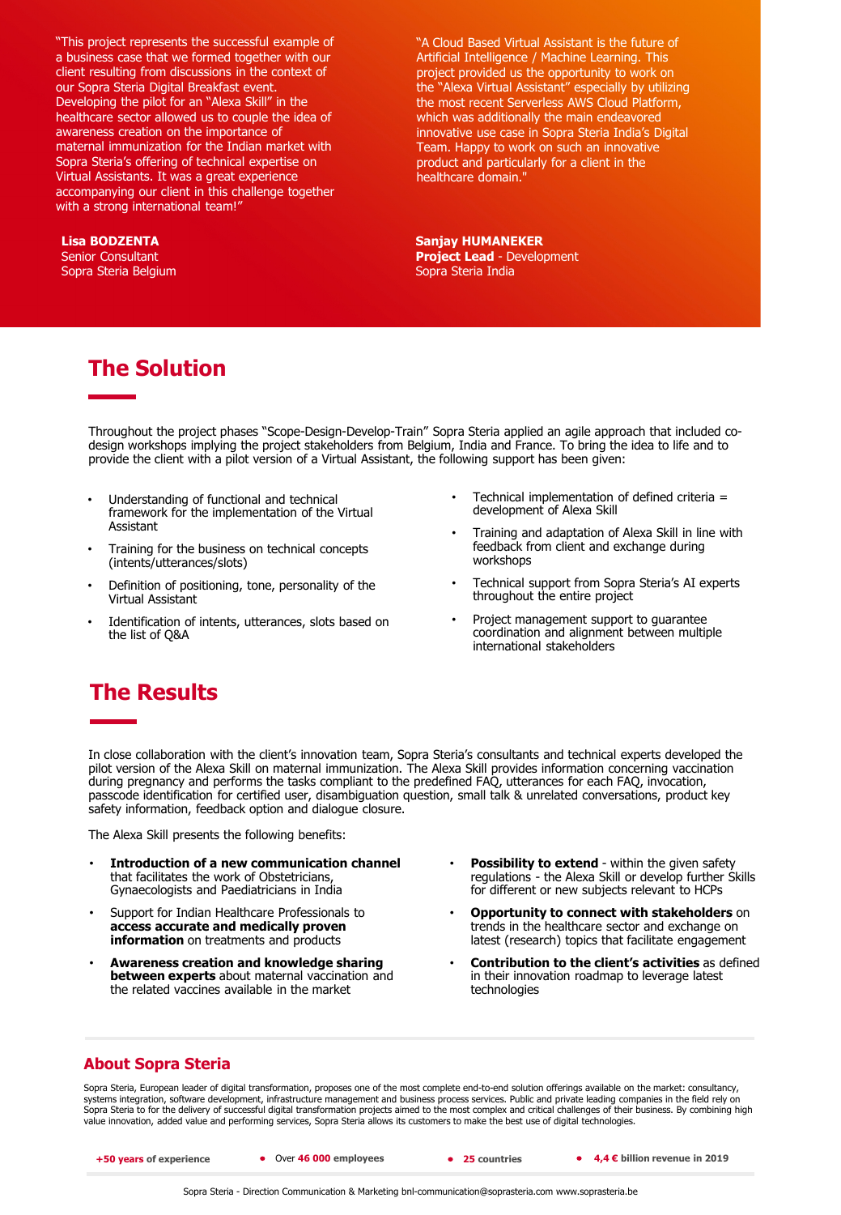"This project represents the successful example of a business case that we formed together with our client resulting from discussions in the context of our Sopra Steria Digital Breakfast event. Developing the pilot for an "Alexa Skill" in the healthcare sector allowed us to couple the idea of awareness creation on the importance of maternal immunization for the Indian market with Sopra Steria's offering of technical expertise on Virtual Assistants. It was a great experience accompanying our client in this challenge together with a strong international team!"

**Lisa BODZENTA**
Senior Consultant
Sopra Steria Belgium

"A Cloud Based Virtual Assistant is the future of Artificial Intelligence / Machine Learning. This project provided us the opportunity to work on the "Alexa Virtual Assistant" especially by utilizing the most recent Serverless AWS Cloud Platform, which was additionally the main endeavored innovative use case in Sopra Steria India's Digital Team. Happy to work on such an innovative product and particularly for a client in the healthcare domain."

**Sanjay HUMANEKER**
**Project Lead** - Development
Sopra Steria India

## The Solution

Throughout the project phases "Scope-Design-Develop-Train" Sopra Steria applied an agile approach that included co-design workshops implying the project stakeholders from Belgium, India and France. To bring the idea to life and to provide the client with a pilot version of a Virtual Assistant, the following support has been given:

- Understanding of functional and technical framework for the implementation of the Virtual Assistant
- Training for the business on technical concepts (intents/utterances/slots)
- Definition of positioning, tone, personality of the Virtual Assistant
- Identification of intents, utterances, slots based on the list of Q&A
- Technical implementation of defined criteria = development of Alexa Skill
- Training and adaptation of Alexa Skill in line with feedback from client and exchange during workshops
- Technical support from Sopra Steria's AI experts throughout the entire project
- Project management support to guarantee coordination and alignment between multiple international stakeholders

## The Results

In close collaboration with the client's innovation team, Sopra Steria's consultants and technical experts developed the pilot version of the Alexa Skill on maternal immunization. The Alexa Skill provides information concerning vaccination during pregnancy and performs the tasks compliant to the predefined FAQ, utterances for each FAQ, invocation, passcode identification for certified user, disambiguation question, small talk & unrelated conversations, product key safety information, feedback option and dialogue closure.

The Alexa Skill presents the following benefits:

- **Introduction of a new communication channel** that facilitates the work of Obstetricians, Gynaecologists and Paediatricians in India
- Support for Indian Healthcare Professionals to **access accurate and medically proven information** on treatments and products
- **Awareness creation and knowledge sharing between experts** about maternal vaccination and the related vaccines available in the market
- **Possibility to extend** - within the given safety regulations - the Alexa Skill or develop further Skills for different or new subjects relevant to HCPs
- **Opportunity to connect with stakeholders** on trends in the healthcare sector and exchange on latest (research) topics that facilitate engagement
- **Contribution to the client's activities** as defined in their innovation roadmap to leverage latest technologies

### About Sopra Steria

Sopra Steria, European leader of digital transformation, proposes one of the most complete end-to-end solution offerings available on the market: consultancy, systems integration, software development, infrastructure management and business process services. Public and private leading companies in the field rely on Sopra Steria to for the delivery of successful digital transformation projects aimed to the most complex and critical challenges of their business. By combining high value innovation, added value and performing services, Sopra Steria allows its customers to make the best use of digital technologies.

**+50 years** of experience • Over **46 000** employees • **25 countries** • **4,4 € billion revenue in 2019**

Sopra Steria - Direction Communication & Marketing bnl-communication@soprasteria.com www.soprasteria.be